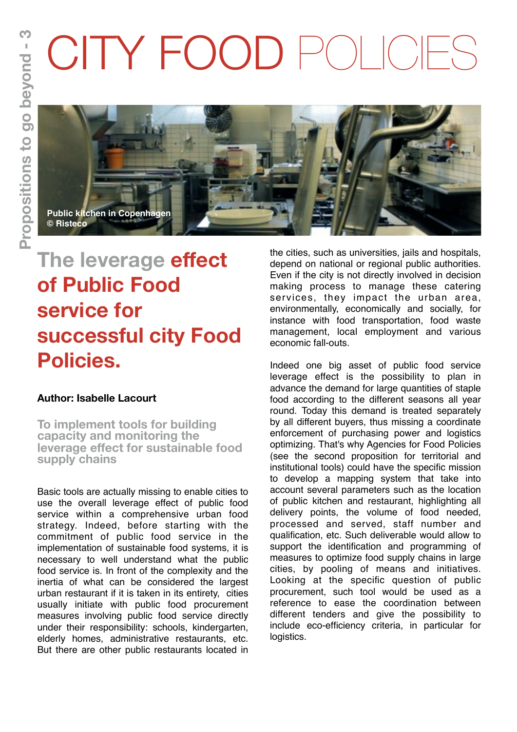# CITY FOOD POLICIES

Public kitchen in Copenhagen
© Risteco

## The leverage effect of Public Food service for successful city Food Policies.

**Author: Isabelle Lacourt**

### To implement tools for building capacity and monitoring the leverage effect for sustainable food supply chains

Basic tools are actually missing to enable cities to use the overall leverage effect of public food service within a comprehensive urban food strategy. Indeed, before starting with the commitment of public food service in the implementation of sustainable food systems, it is necessary to well understand what the public food service is. In front of the complexity and the inertia of what can be considered the largest urban restaurant if it is taken in its entirety, cities usually initiate with public food procurement measures involving public food service directly under their responsibility: schools, kindergarten, elderly homes, administrative restaurants, etc. But there are other public restaurants located in the cities, such as universities, jails and hospitals, depend on national or regional public authorities. Even if the city is not directly involved in decision making process to manage these catering services, they impact the urban area, environmentally, economically and socially, for instance with food transportation, food waste management, local employment and various economic fall-outs.

Indeed one big asset of public food service leverage effect is the possibility to plan in advance the demand for large quantities of staple food according to the different seasons all year round. Today this demand is treated separately by all different buyers, thus missing a coordinate enforcement of purchasing power and logistics optimizing. That's why Agencies for Food Policies (see the second proposition for territorial and institutional tools) could have the specific mission to develop a mapping system that take into account several parameters such as the location of public kitchen and restaurant, highlighting all delivery points, the volume of food needed, processed and served, staff number and qualification, etc. Such deliverable would allow to support the identification and programming of measures to optimize food supply chains in large cities, by pooling of means and initiatives. Looking at the specific question of public procurement, such tool would be used as a reference to ease the coordination between different tenders and give the possibility to include eco-efficiency criteria, in particular for logistics.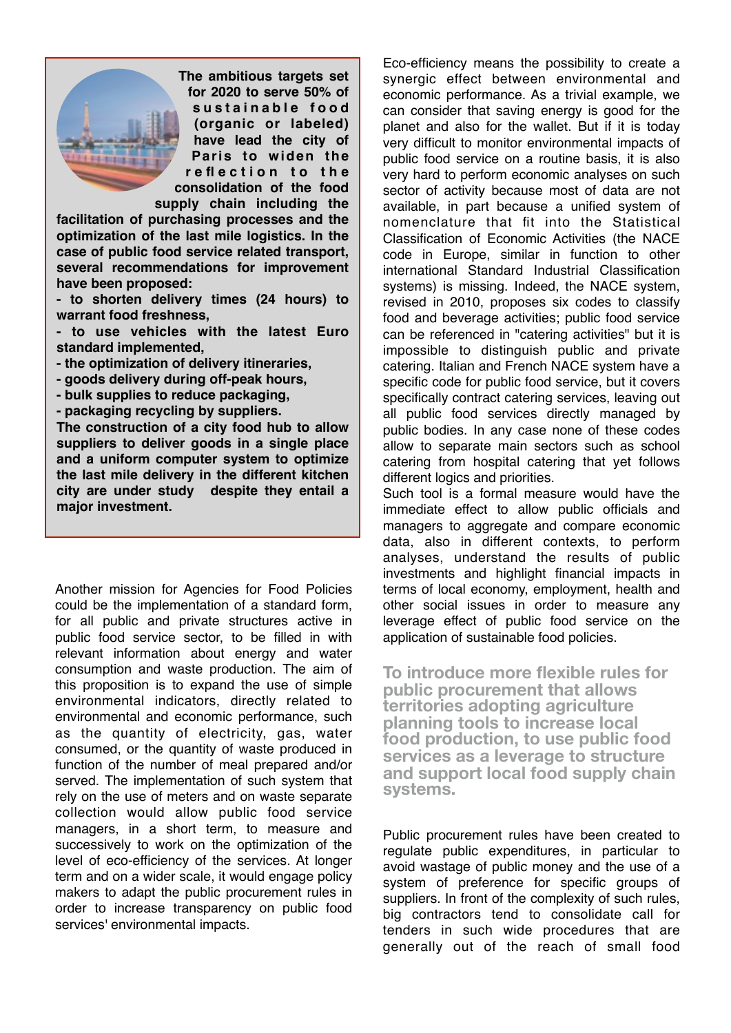**The ambitious targets set for 2020 to serve 50% of sustainable food (organic or labeled) have lead the city of Paris to widen the reflection to the consolidation of the food supply chain including the facilitation of purchasing processes and the optimization of the last mile logistics. In the case of public food service related transport, several recommendations for improvement have been proposed:**

- **to shorten delivery times (24 hours) to warrant food freshness,**
- **to use vehicles with the latest Euro standard implemented,**
- **the optimization of delivery itineraries,**
- **goods delivery during off-peak hours,**
- **bulk supplies to reduce packaging,**
- **packaging recycling by suppliers.**

**The construction of a city food hub to allow suppliers to deliver goods in a single place and a uniform computer system to optimize the last mile delivery in the different kitchen city are under study despite they entail a major investment.**

Another mission for Agencies for Food Policies could be the implementation of a standard form, for all public and private structures active in public food service sector, to be filled in with relevant information about energy and water consumption and waste production. The aim of this proposition is to expand the use of simple environmental indicators, directly related to environmental and economic performance, such as the quantity of electricity, gas, water consumed, or the quantity of waste produced in function of the number of meal prepared and/or served. The implementation of such system that rely on the use of meters and on waste separate collection would allow public food service managers, in a short term, to measure and successively to work on the optimization of the level of eco-efficiency of the services. At longer term and on a wider scale, it would engage policy makers to adapt the public procurement rules in order to increase transparency on public food services' environmental impacts.

Eco-efficiency means the possibility to create a synergic effect between environmental and economic performance. As a trivial example, we can consider that saving energy is good for the planet and also for the wallet. But if it is today very difficult to monitor environmental impacts of public food service on a routine basis, it is also very hard to perform economic analyses on such sector of activity because most of data are not available, in part because a unified system of nomenclature that fit into the Statistical Classification of Economic Activities (the NACE code in Europe, similar in function to other international Standard Industrial Classification systems) is missing. Indeed, the NACE system, revised in 2010, proposes six codes to classify food and beverage activities; public food service can be referenced in "catering activities" but it is impossible to distinguish public and private catering. Italian and French NACE system have a specific code for public food service, but it covers specifically contract catering services, leaving out all public food services directly managed by public bodies. In any case none of these codes allow to separate main sectors such as school catering from hospital catering that yet follows different logics and priorities.

Such tool is a formal measure would have the immediate effect to allow public officials and managers to aggregate and compare economic data, also in different contexts, to perform analyses, understand the results of public investments and highlight financial impacts in terms of local economy, employment, health and other social issues in order to measure any leverage effect of public food service on the application of sustainable food policies.

## To introduce more flexible rules for public procurement that allows territories adopting agriculture planning tools to increase local food production, to use public food services as a leverage to structure and support local food supply chain systems.

Public procurement rules have been created to regulate public expenditures, in particular to avoid wastage of public money and the use of a system of preference for specific groups of suppliers. In front of the complexity of such rules, big contractors tend to consolidate call for tenders in such wide procedures that are generally out of the reach of small food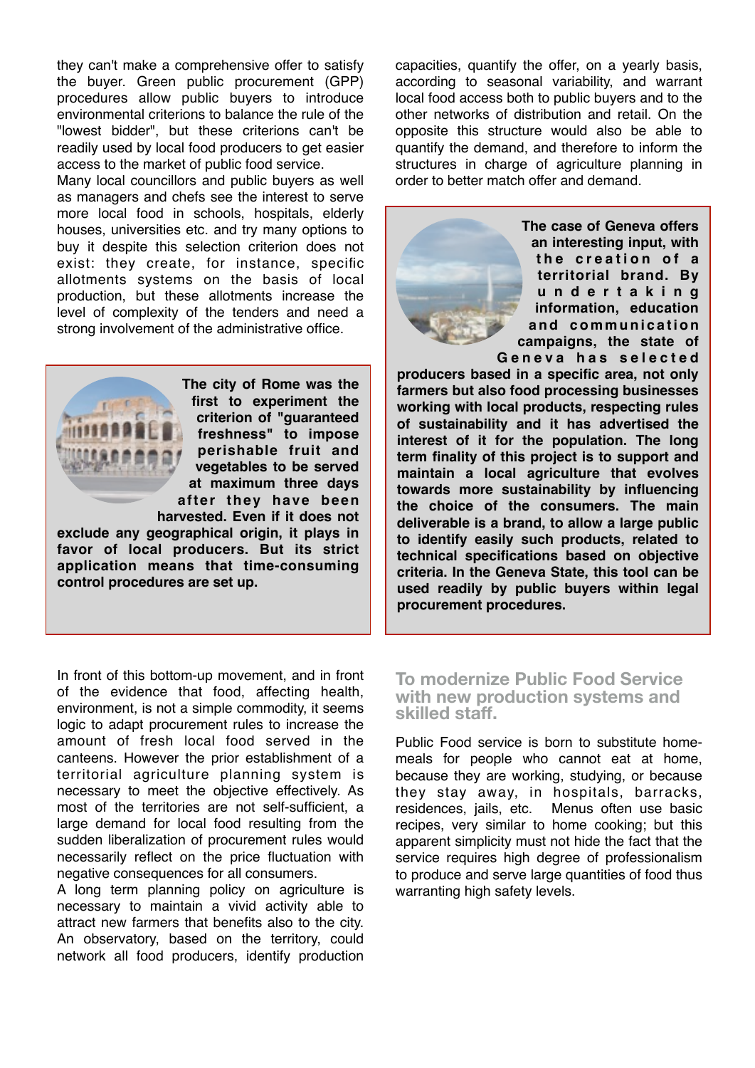they can't make a comprehensive offer to satisfy the buyer. Green public procurement (GPP) procedures allow public buyers to introduce environmental criterions to balance the rule of the "lowest bidder", but these criterions can't be readily used by local food producers to get easier access to the market of public food service.

Many local councillors and public buyers as well as managers and chefs see the interest to serve more local food in schools, hospitals, elderly houses, universities etc. and try many options to buy it despite this selection criterion does not exist: they create, for instance, specific allotments systems on the basis of local production, but these allotments increase the level of complexity of the tenders and need a strong involvement of the administrative office.

**The city of Rome was the first to experiment the criterion of "guaranteed freshness" to impose perishable fruit and vegetables to be served at maximum three days after they have been harvested. Even if it does not exclude any geographical origin, it plays in favor of local producers. But its strict application means that time-consuming control procedures are set up.**

In front of this bottom-up movement, and in front of the evidence that food, affecting health, environment, is not a simple commodity, it seems logic to adapt procurement rules to increase the amount of fresh local food served in the canteens. However the prior establishment of a territorial agriculture planning system is necessary to meet the objective effectively. As most of the territories are not self-sufficient, a large demand for local food resulting from the sudden liberalization of procurement rules would necessarily reflect on the price fluctuation with negative consequences for all consumers.

A long term planning policy on agriculture is necessary to maintain a vivid activity able to attract new farmers that benefits also to the city. An observatory, based on the territory, could network all food producers, identify production capacities, quantify the offer, on a yearly basis, according to seasonal variability, and warrant local food access both to public buyers and to the other networks of distribution and retail. On the opposite this structure would also be able to quantify the demand, and therefore to inform the structures in charge of agriculture planning in order to better match offer and demand.

**The case of Geneva offers an interesting input, with the creation of a territorial brand. By undertaking information, education and communication campaigns, the state of Geneva has selected producers based in a specific area, not only farmers but also food processing businesses working with local products, respecting rules of sustainability and it has advertised the interest of it for the population. The long term finality of this project is to support and maintain a local agriculture that evolves towards more sustainability by influencing the choice of the consumers. The main deliverable is a brand, to allow a large public to identify easily such products, related to technical specifications based on objective criteria. In the Geneva State, this tool can be used readily by public buyers within legal procurement procedures.**

## To modernize Public Food Service with new production systems and skilled staff.

Public Food service is born to substitute home-meals for people who cannot eat at home, because they are working, studying, or because they stay away, in hospitals, barracks, residences, jails, etc. Menus often use basic recipes, very similar to home cooking; but this apparent simplicity must not hide the fact that the service requires high degree of professionalism to produce and serve large quantities of food thus warranting high safety levels.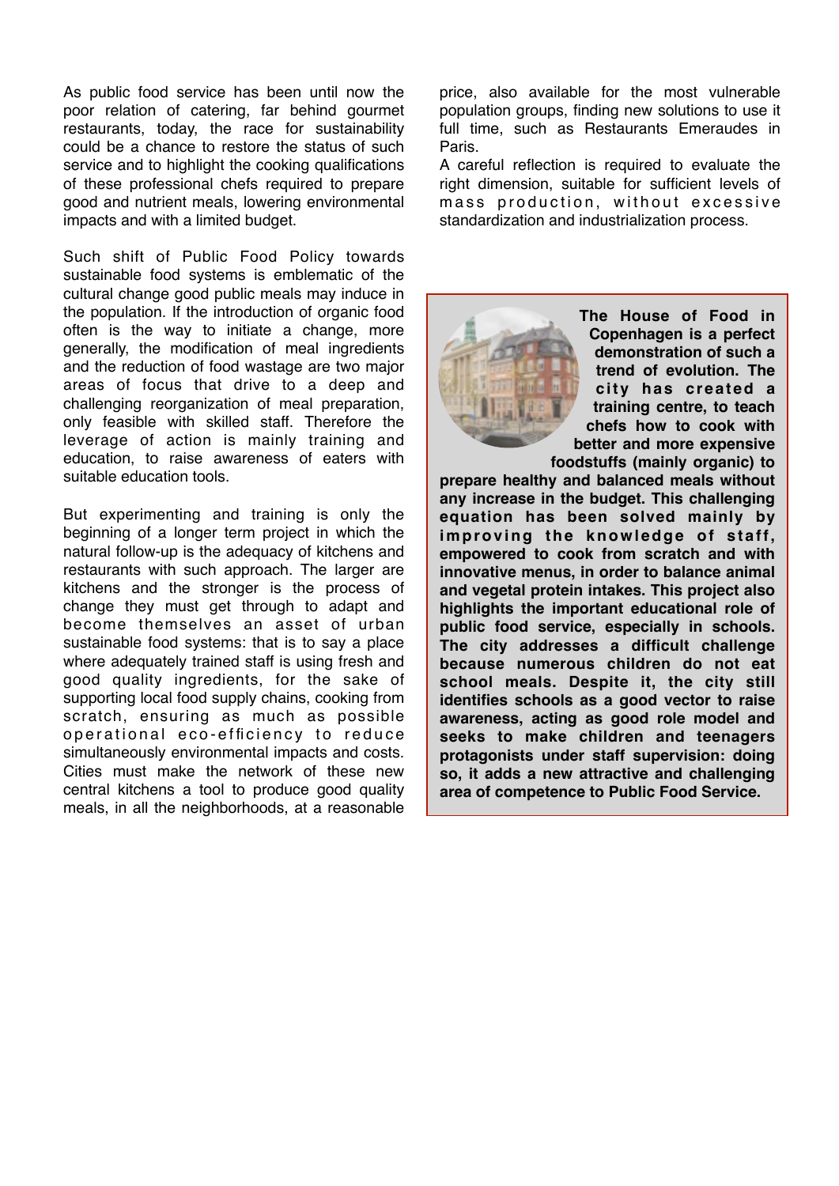As public food service has been until now the poor relation of catering, far behind gourmet restaurants, today, the race for sustainability could be a chance to restore the status of such service and to highlight the cooking qualifications of these professional chefs required to prepare good and nutrient meals, lowering environmental impacts and with a limited budget.

Such shift of Public Food Policy towards sustainable food systems is emblematic of the cultural change good public meals may induce in the population. If the introduction of organic food often is the way to initiate a change, more generally, the modification of meal ingredients and the reduction of food wastage are two major areas of focus that drive to a deep and challenging reorganization of meal preparation, only feasible with skilled staff. Therefore the leverage of action is mainly training and education, to raise awareness of eaters with suitable education tools.

But experimenting and training is only the beginning of a longer term project in which the natural follow-up is the adequacy of kitchens and restaurants with such approach. The larger are kitchens and the stronger is the process of change they must get through to adapt and become themselves an asset of urban sustainable food systems: that is to say a place where adequately trained staff is using fresh and good quality ingredients, for the sake of supporting local food supply chains, cooking from scratch, ensuring as much as possible operational eco-efficiency to reduce simultaneously environmental impacts and costs. Cities must make the network of these new central kitchens a tool to produce good quality meals, in all the neighborhoods, at a reasonable price, also available for the most vulnerable population groups, finding new solutions to use it full time, such as Restaurants Emeraudes in Paris.

A careful reflection is required to evaluate the right dimension, suitable for sufficient levels of mass production, without excessive standardization and industrialization process.

**The House of Food in Copenhagen is a perfect demonstration of such a trend of evolution. The city has created a training centre, to teach chefs how to cook with better and more expensive foodstuffs (mainly organic) to prepare healthy and balanced meals without any increase in the budget. This challenging equation has been solved mainly by improving the knowledge of staff, empowered to cook from scratch and with innovative menus, in order to balance animal and vegetal protein intakes. This project also highlights the important educational role of public food service, especially in schools. The city addresses a difficult challenge because numerous children do not eat school meals. Despite it, the city still identifies schools as a good vector to raise awareness, acting as good role model and seeks to make children and teenagers protagonists under staff supervision: doing so, it adds a new attractive and challenging area of competence to Public Food Service.**